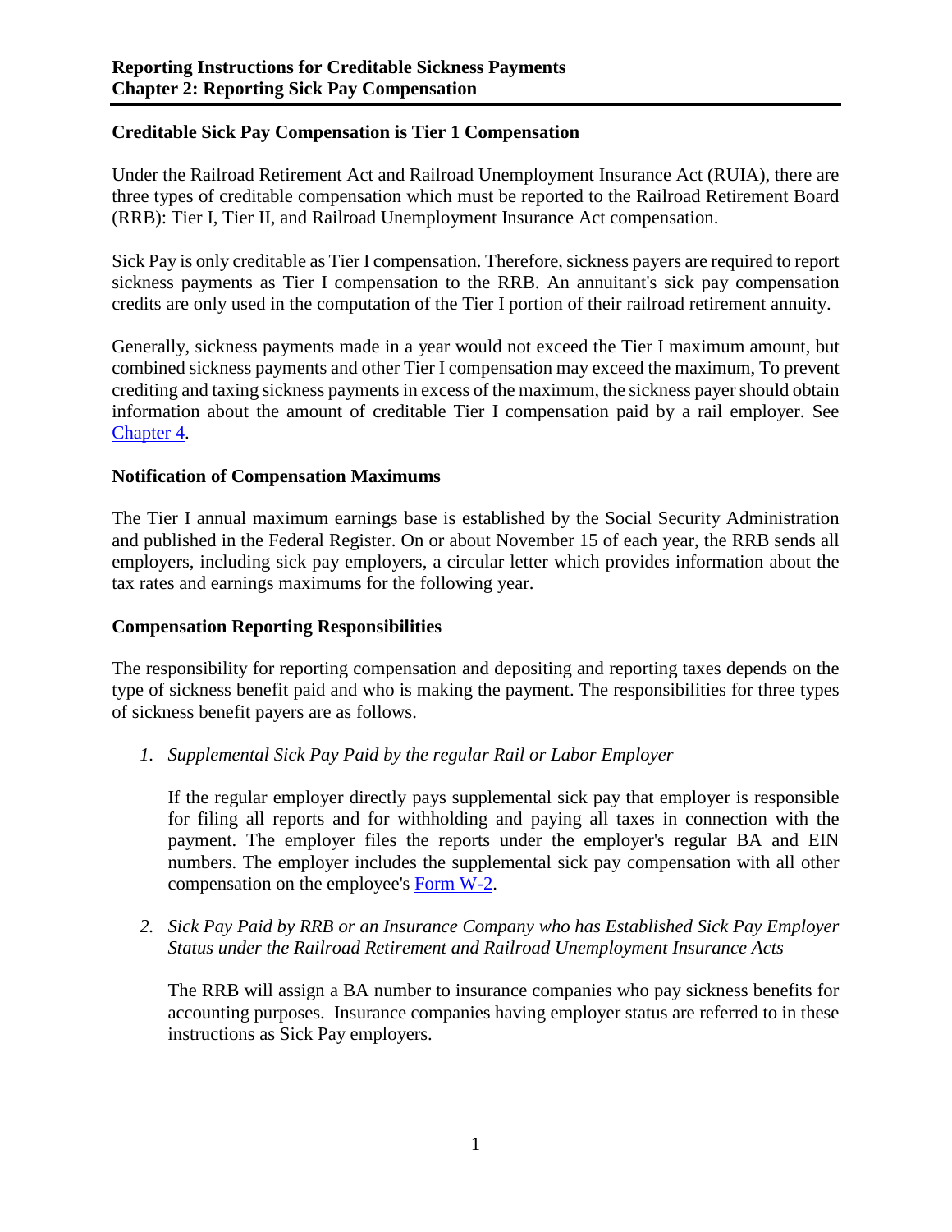# Reporting Instructions for Creditable Sickness Payments
## Chapter 2: Reporting Sick Pay Compensation

### Creditable Sick Pay Compensation is Tier 1 Compensation

Under the Railroad Retirement Act and Railroad Unemployment Insurance Act (RUIA), there are three types of creditable compensation which must be reported to the Railroad Retirement Board (RRB): Tier I, Tier II, and Railroad Unemployment Insurance Act compensation.

Sick Pay is only creditable as Tier I compensation. Therefore, sickness payers are required to report sickness payments as Tier I compensation to the RRB. An annuitant's sick pay compensation credits are only used in the computation of the Tier I portion of their railroad retirement annuity.

Generally, sickness payments made in a year would not exceed the Tier I maximum amount, but combined sickness payments and other Tier I compensation may exceed the maximum, To prevent crediting and taxing sickness payments in excess of the maximum, the sickness payer should obtain information about the amount of creditable Tier I compensation paid by a rail employer. See [Chapter 4](#).

### Notification of Compensation Maximums

The Tier I annual maximum earnings base is established by the Social Security Administration and published in the Federal Register. On or about November 15 of each year, the RRB sends all employers, including sick pay employers, a circular letter which provides information about the tax rates and earnings maximums for the following year.

### Compensation Reporting Responsibilities

The responsibility for reporting compensation and depositing and reporting taxes depends on the type of sickness benefit paid and who is making the payment. The responsibilities for three types of sickness benefit payers are as follows.

1. *Supplemental Sick Pay Paid by the regular Rail or Labor Employer*

   If the regular employer directly pays supplemental sick pay that employer is responsible for filing all reports and for withholding and paying all taxes in connection with the payment. The employer files the reports under the employer's regular BA and EIN numbers. The employer includes the supplemental sick pay compensation with all other compensation on the employee's [Form W-2](#).

2. *Sick Pay Paid by RRB or an Insurance Company who has Established Sick Pay Employer Status under the Railroad Retirement and Railroad Unemployment Insurance Acts*

   The RRB will assign a BA number to insurance companies who pay sickness benefits for accounting purposes. Insurance companies having employer status are referred to in these instructions as Sick Pay employers.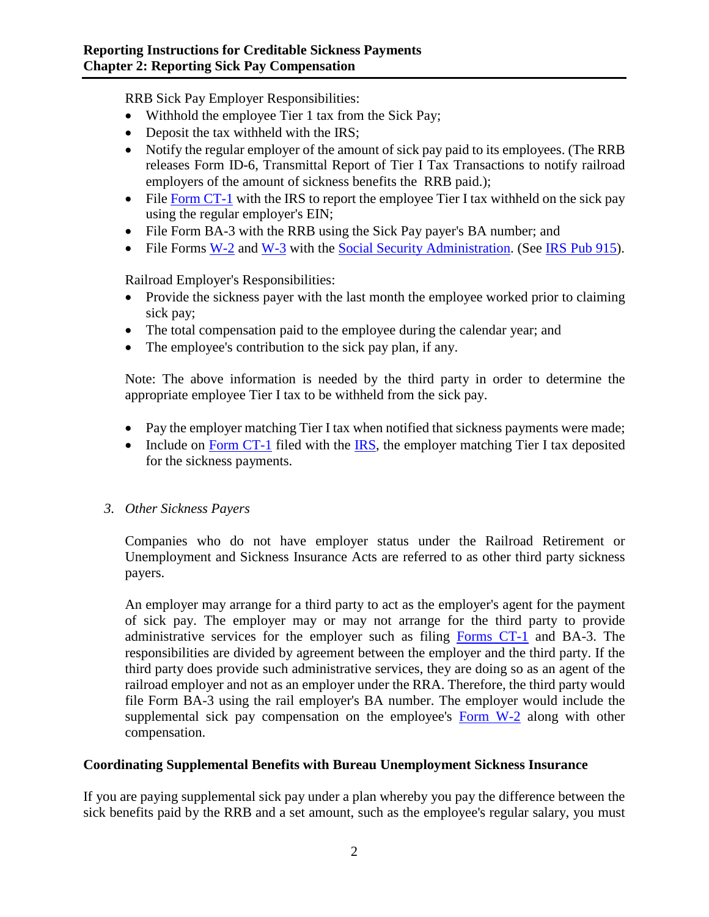RRB Sick Pay Employer Responsibilities:

- Withhold the employee Tier 1 tax from the Sick Pay;
- Deposit the tax withheld with the IRS;
- Notify the regular employer of the amount of sick pay paid to its employees. (The RRB releases Form ID-6, Transmittal Report of Tier I Tax Transactions to notify railroad employers of the amount of sickness benefits the RRB paid.);
- File Form CT-1 with the IRS to report the employee Tier I tax withheld on the sick pay using the regular employer's EIN;
- File Form BA-3 with the RRB using the Sick Pay payer's BA number; and
- File Forms W-2 and W-3 with the Social Security Administration. (See IRS Pub 915).

Railroad Employer's Responsibilities:

- Provide the sickness payer with the last month the employee worked prior to claiming sick pay;
- The total compensation paid to the employee during the calendar year; and
- The employee's contribution to the sick pay plan, if any.

Note: The above information is needed by the third party in order to determine the appropriate employee Tier I tax to be withheld from the sick pay.

- Pay the employer matching Tier I tax when notified that sickness payments were made;
- Include on Form CT-1 filed with the IRS, the employer matching Tier I tax deposited for the sickness payments.

3. *Other Sickness Payers*

Companies who do not have employer status under the Railroad Retirement or Unemployment and Sickness Insurance Acts are referred to as other third party sickness payers.

An employer may arrange for a third party to act as the employer's agent for the payment of sick pay. The employer may or may not arrange for the third party to provide administrative services for the employer such as filing Forms CT-1 and BA-3. The responsibilities are divided by agreement between the employer and the third party. If the third party does provide such administrative services, they are doing so as an agent of the railroad employer and not as an employer under the RRA. Therefore, the third party would file Form BA-3 using the rail employer's BA number. The employer would include the supplemental sick pay compensation on the employee's Form W-2 along with other compensation.

**Coordinating Supplemental Benefits with Bureau Unemployment Sickness Insurance**

If you are paying supplemental sick pay under a plan whereby you pay the difference between the sick benefits paid by the RRB and a set amount, such as the employee's regular salary, you must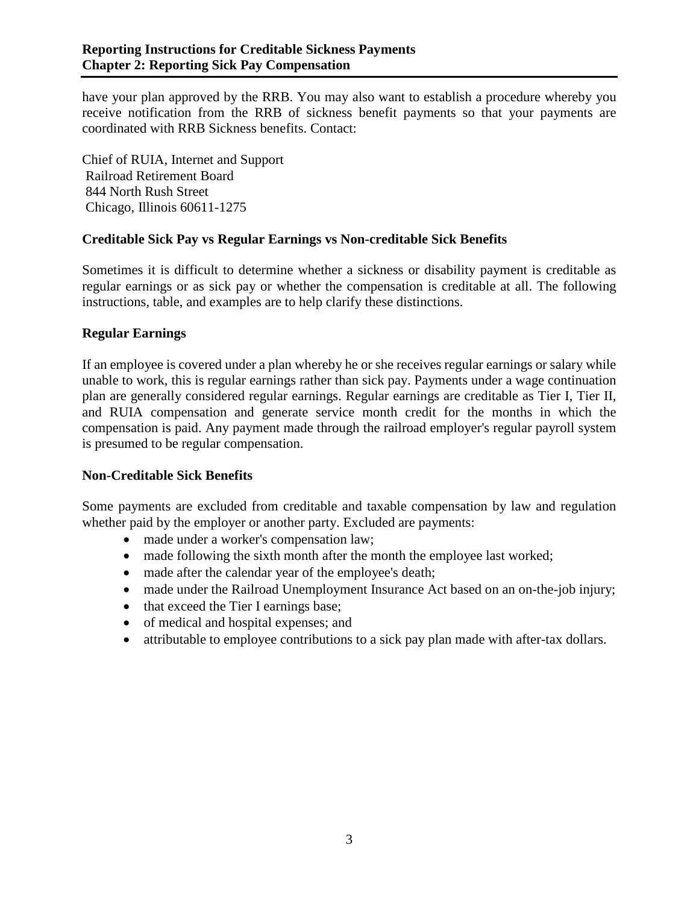have your plan approved by the RRB. You may also want to establish a procedure whereby you receive notification from the RRB of sickness benefit payments so that your payments are coordinated with RRB Sickness benefits. Contact:

Chief of RUIA, Internet and Support
Railroad Retirement Board
844 North Rush Street
Chicago, Illinois 60611-1275

### Creditable Sick Pay vs Regular Earnings vs Non-creditable Sick Benefits

Sometimes it is difficult to determine whether a sickness or disability payment is creditable as regular earnings or as sick pay or whether the compensation is creditable at all. The following instructions, table, and examples are to help clarify these distinctions.

### Regular Earnings

If an employee is covered under a plan whereby he or she receives regular earnings or salary while unable to work, this is regular earnings rather than sick pay. Payments under a wage continuation plan are generally considered regular earnings. Regular earnings are creditable as Tier I, Tier II, and RUIA compensation and generate service month credit for the months in which the compensation is paid. Any payment made through the railroad employer's regular payroll system is presumed to be regular compensation.

### Non-Creditable Sick Benefits

Some payments are excluded from creditable and taxable compensation by law and regulation whether paid by the employer or another party. Excluded are payments:

- made under a worker's compensation law;
- made following the sixth month after the month the employee last worked;
- made after the calendar year of the employee's death;
- made under the Railroad Unemployment Insurance Act based on an on-the-job injury;
- that exceed the Tier I earnings base;
- of medical and hospital expenses; and
- attributable to employee contributions to a sick pay plan made with after-tax dollars.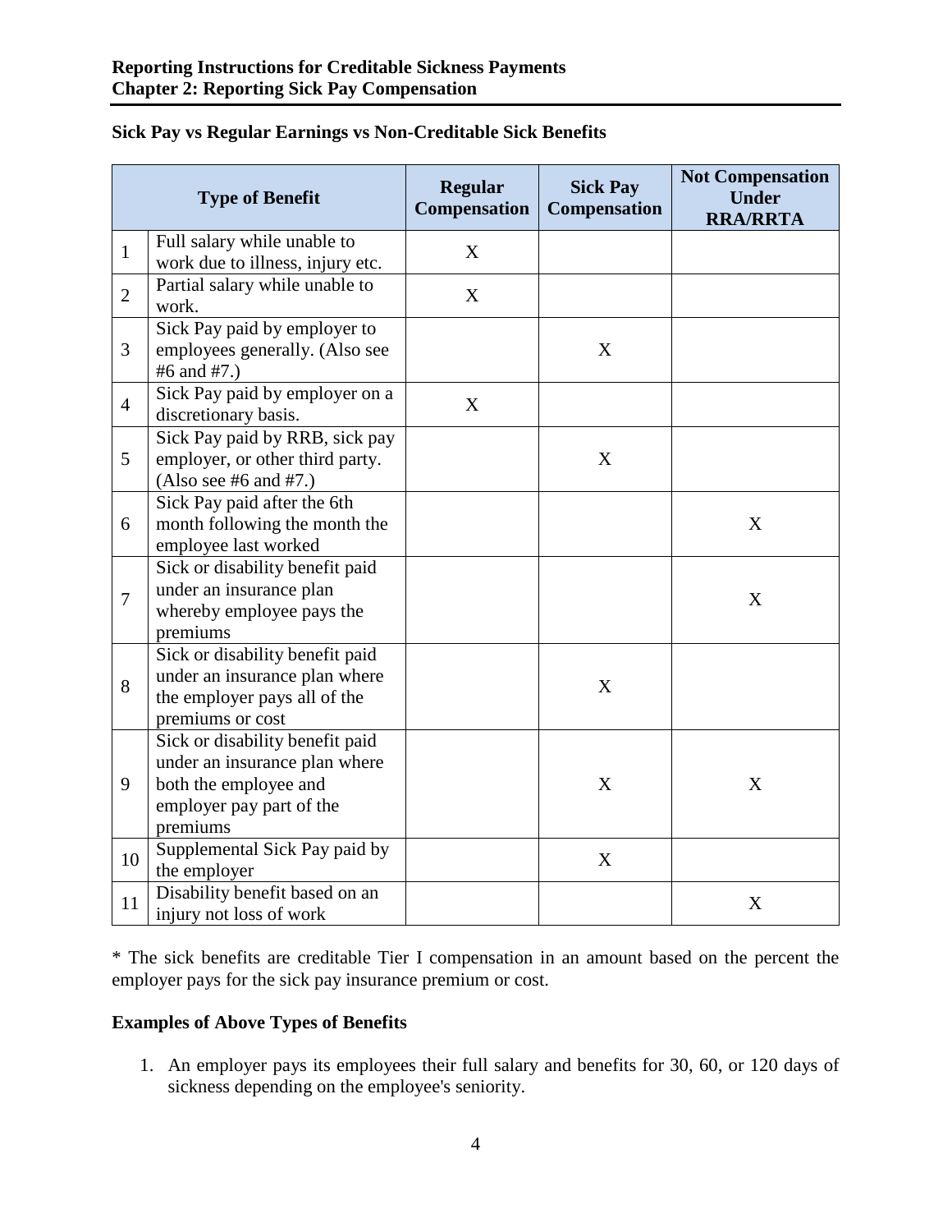**Sick Pay vs Regular Earnings vs Non-Creditable Sick Benefits**

| | Type of Benefit | Regular Compensation | Sick Pay Compensation | Not Compensation Under RRA/RRTA |
|---|---|---|---|---|
| 1 | Full salary while unable to work due to illness, injury etc. | X | | |
| 2 | Partial salary while unable to work. | X | | |
| 3 | Sick Pay paid by employer to employees generally. (Also see #6 and #7.) | | X | |
| 4 | Sick Pay paid by employer on a discretionary basis. | X | | |
| 5 | Sick Pay paid by RRB, sick pay employer, or other third party. (Also see #6 and #7.) | | X | |
| 6 | Sick Pay paid after the 6th month following the month the employee last worked | | | X |
| 7 | Sick or disability benefit paid under an insurance plan whereby employee pays the premiums | | | X |
| 8 | Sick or disability benefit paid under an insurance plan where the employer pays all of the premiums or cost | | X | |
| 9 | Sick or disability benefit paid under an insurance plan where both the employee and employer pay part of the premiums | | X | X |
| 10 | Supplemental Sick Pay paid by the employer | | X | |
| 11 | Disability benefit based on an injury not loss of work | | | X |

* The sick benefits are creditable Tier I compensation in an amount based on the percent the employer pays for the sick pay insurance premium or cost.

**Examples of Above Types of Benefits**

1. An employer pays its employees their full salary and benefits for 30, 60, or 120 days of sickness depending on the employee's seniority.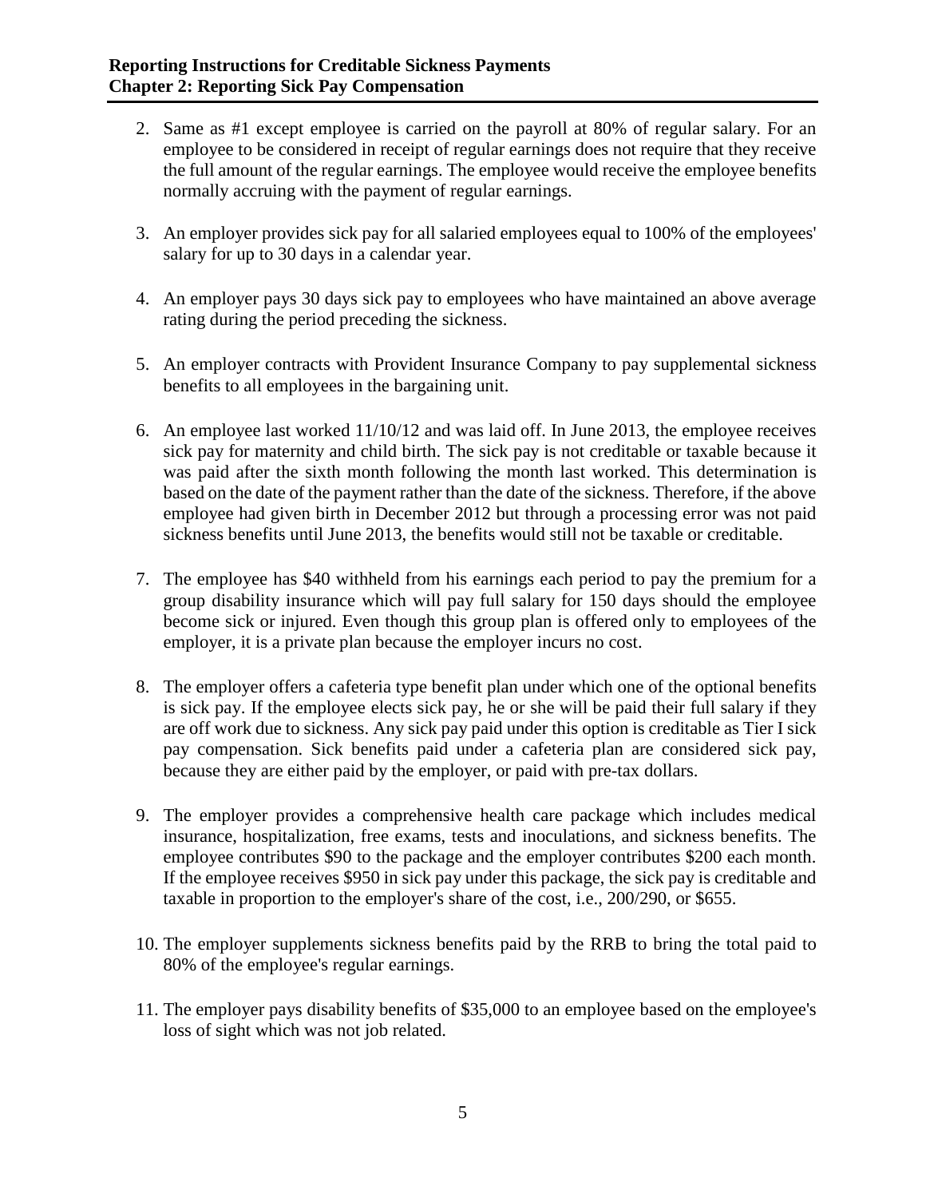2. Same as #1 except employee is carried on the payroll at 80% of regular salary. For an employee to be considered in receipt of regular earnings does not require that they receive the full amount of the regular earnings. The employee would receive the employee benefits normally accruing with the payment of regular earnings.

3. An employer provides sick pay for all salaried employees equal to 100% of the employees' salary for up to 30 days in a calendar year.

4. An employer pays 30 days sick pay to employees who have maintained an above average rating during the period preceding the sickness.

5. An employer contracts with Provident Insurance Company to pay supplemental sickness benefits to all employees in the bargaining unit.

6. An employee last worked 11/10/12 and was laid off. In June 2013, the employee receives sick pay for maternity and child birth. The sick pay is not creditable or taxable because it was paid after the sixth month following the month last worked. This determination is based on the date of the payment rather than the date of the sickness. Therefore, if the above employee had given birth in December 2012 but through a processing error was not paid sickness benefits until June 2013, the benefits would still not be taxable or creditable.

7. The employee has $40 withheld from his earnings each period to pay the premium for a group disability insurance which will pay full salary for 150 days should the employee become sick or injured. Even though this group plan is offered only to employees of the employer, it is a private plan because the employer incurs no cost.

8. The employer offers a cafeteria type benefit plan under which one of the optional benefits is sick pay. If the employee elects sick pay, he or she will be paid their full salary if they are off work due to sickness. Any sick pay paid under this option is creditable as Tier I sick pay compensation. Sick benefits paid under a cafeteria plan are considered sick pay, because they are either paid by the employer, or paid with pre-tax dollars.

9. The employer provides a comprehensive health care package which includes medical insurance, hospitalization, free exams, tests and inoculations, and sickness benefits. The employee contributes $90 to the package and the employer contributes $200 each month. If the employee receives $950 in sick pay under this package, the sick pay is creditable and taxable in proportion to the employer's share of the cost, i.e., 200/290, or $655.

10. The employer supplements sickness benefits paid by the RRB to bring the total paid to 80% of the employee's regular earnings.

11. The employer pays disability benefits of $35,000 to an employee based on the employee's loss of sight which was not job related.